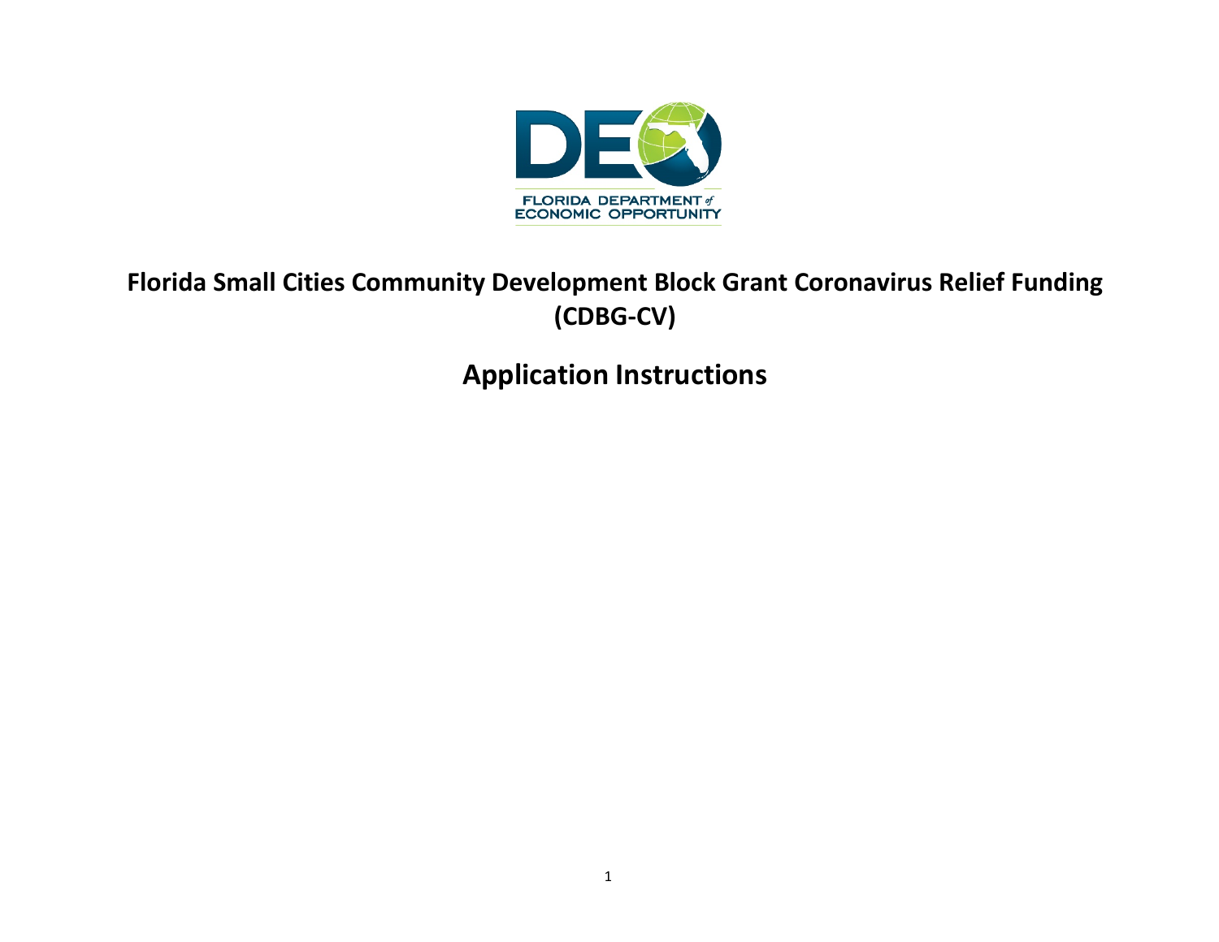# Florida Small Cities Community Development Block Grant Coronavirus Relief Funding (CDBG-CV)

## Application Instructions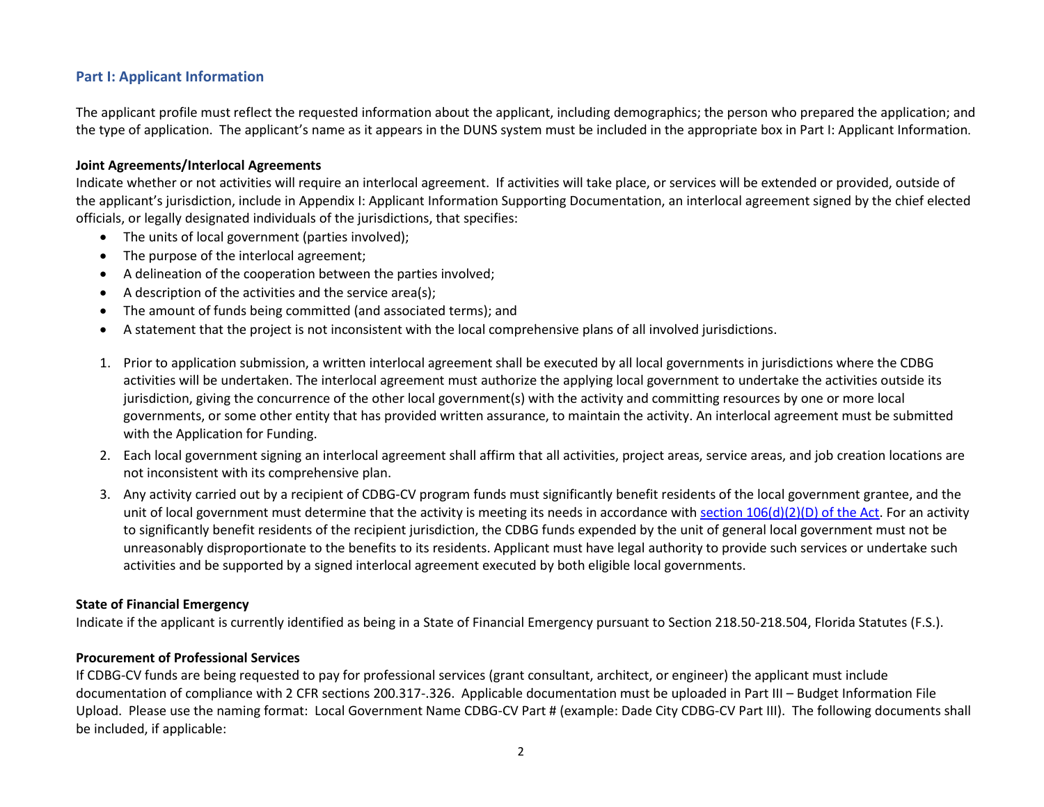## Part I: Applicant Information

The applicant profile must reflect the requested information about the applicant, including demographics; the person who prepared the application; and the type of application. The applicant's name as it appears in the DUNS system must be included in the appropriate box in Part I: Applicant Information.

### Joint Agreements/Interlocal Agreements

Indicate whether or not activities will require an interlocal agreement. If activities will take place, or services will be extended or provided, outside of the applicant's jurisdiction, include in Appendix I: Applicant Information Supporting Documentation, an interlocal agreement signed by the chief elected officials, or legally designated individuals of the jurisdictions, that specifies:

- The units of local government (parties involved);
- The purpose of the interlocal agreement;
- A delineation of the cooperation between the parties involved;
- A description of the activities and the service area(s);
- The amount of funds being committed (and associated terms); and
- A statement that the project is not inconsistent with the local comprehensive plans of all involved jurisdictions.

1. Prior to application submission, a written interlocal agreement shall be executed by all local governments in jurisdictions where the CDBG activities will be undertaken. The interlocal agreement must authorize the applying local government to undertake the activities outside its jurisdiction, giving the concurrence of the other local government(s) with the activity and committing resources by one or more local governments, or some other entity that has provided written assurance, to maintain the activity. An interlocal agreement must be submitted with the Application for Funding.
2. Each local government signing an interlocal agreement shall affirm that all activities, project areas, service areas, and job creation locations are not inconsistent with its comprehensive plan.
3. Any activity carried out by a recipient of CDBG-CV program funds must significantly benefit residents of the local government grantee, and the unit of local government must determine that the activity is meeting its needs in accordance with section 106(d)(2)(D) of the Act. For an activity to significantly benefit residents of the recipient jurisdiction, the CDBG funds expended by the unit of general local government must not be unreasonably disproportionate to the benefits to its residents. Applicant must have legal authority to provide such services or undertake such activities and be supported by a signed interlocal agreement executed by both eligible local governments.

### State of Financial Emergency

Indicate if the applicant is currently identified as being in a State of Financial Emergency pursuant to Section 218.50-218.504, Florida Statutes (F.S.).

### Procurement of Professional Services

If CDBG-CV funds are being requested to pay for professional services (grant consultant, architect, or engineer) the applicant must include documentation of compliance with 2 CFR sections 200.317-.326. Applicable documentation must be uploaded in Part III – Budget Information File Upload. Please use the naming format: Local Government Name CDBG-CV Part # (example: Dade City CDBG-CV Part III). The following documents shall be included, if applicable: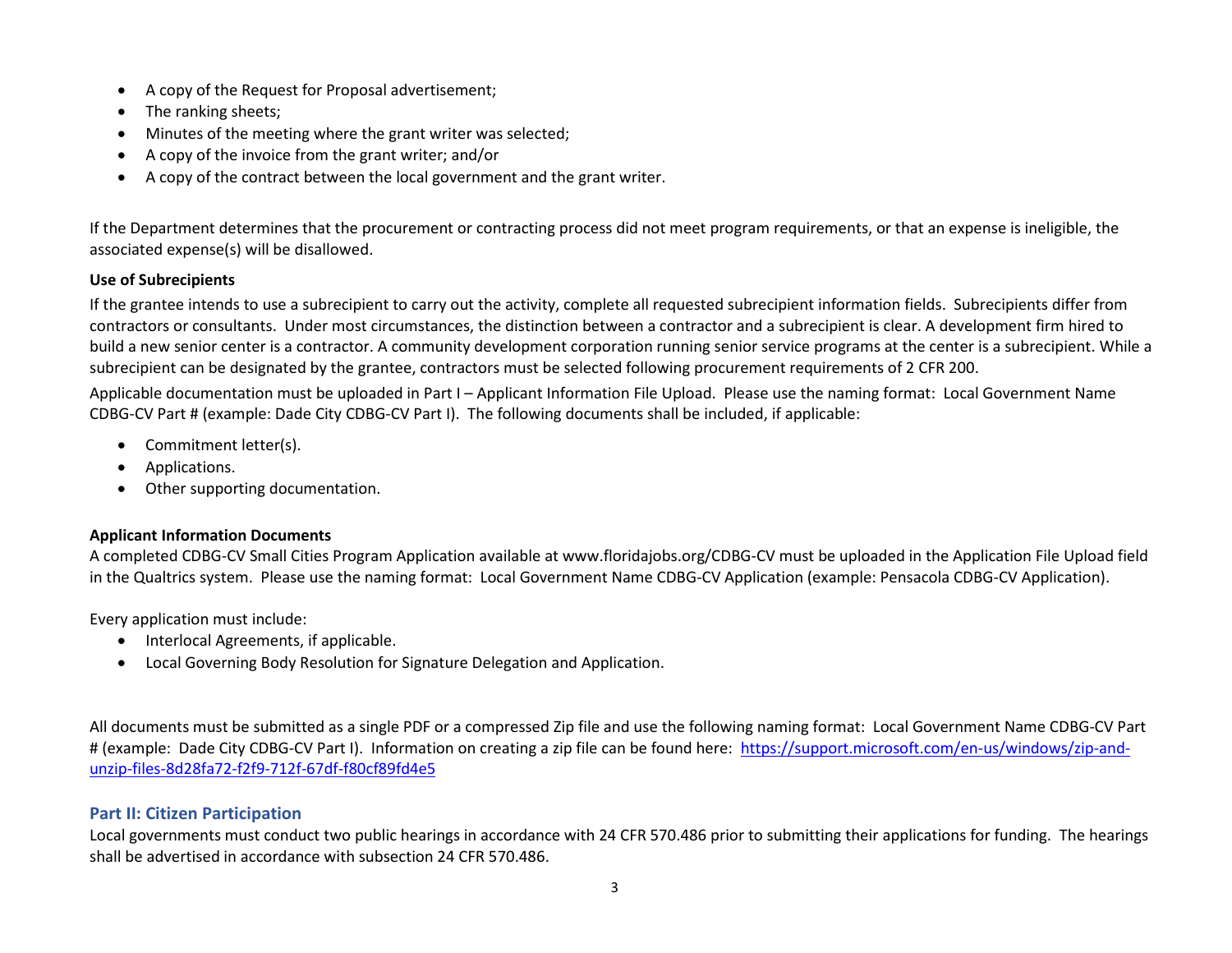- A copy of the Request for Proposal advertisement;
- The ranking sheets;
- Minutes of the meeting where the grant writer was selected;
- A copy of the invoice from the grant writer; and/or
- A copy of the contract between the local government and the grant writer.

If the Department determines that the procurement or contracting process did not meet program requirements, or that an expense is ineligible, the associated expense(s) will be disallowed.

**Use of Subrecipients**

If the grantee intends to use a subrecipient to carry out the activity, complete all requested subrecipient information fields. Subrecipients differ from contractors or consultants. Under most circumstances, the distinction between a contractor and a subrecipient is clear. A development firm hired to build a new senior center is a contractor. A community development corporation running senior service programs at the center is a subrecipient. While a subrecipient can be designated by the grantee, contractors must be selected following procurement requirements of 2 CFR 200.

Applicable documentation must be uploaded in Part I – Applicant Information File Upload. Please use the naming format: Local Government Name CDBG-CV Part # (example: Dade City CDBG-CV Part I). The following documents shall be included, if applicable:

- Commitment letter(s).
- Applications.
- Other supporting documentation.

**Applicant Information Documents**

A completed CDBG-CV Small Cities Program Application available at www.floridajobs.org/CDBG-CV must be uploaded in the Application File Upload field in the Qualtrics system. Please use the naming format: Local Government Name CDBG-CV Application (example: Pensacola CDBG-CV Application).

Every application must include:

- Interlocal Agreements, if applicable.
- Local Governing Body Resolution for Signature Delegation and Application.

All documents must be submitted as a single PDF or a compressed Zip file and use the following naming format: Local Government Name CDBG-CV Part # (example: Dade City CDBG-CV Part I). Information on creating a zip file can be found here: [https://support.microsoft.com/en-us/windows/zip-and-unzip-files-8d28fa72-f2f9-712f-67df-f80cf89fd4e5](https://support.microsoft.com/en-us/windows/zip-and-unzip-files-8d28fa72-f2f9-712f-67df-f80cf89fd4e5)

## Part II: Citizen Participation

Local governments must conduct two public hearings in accordance with 24 CFR 570.486 prior to submitting their applications for funding. The hearings shall be advertised in accordance with subsection 24 CFR 570.486.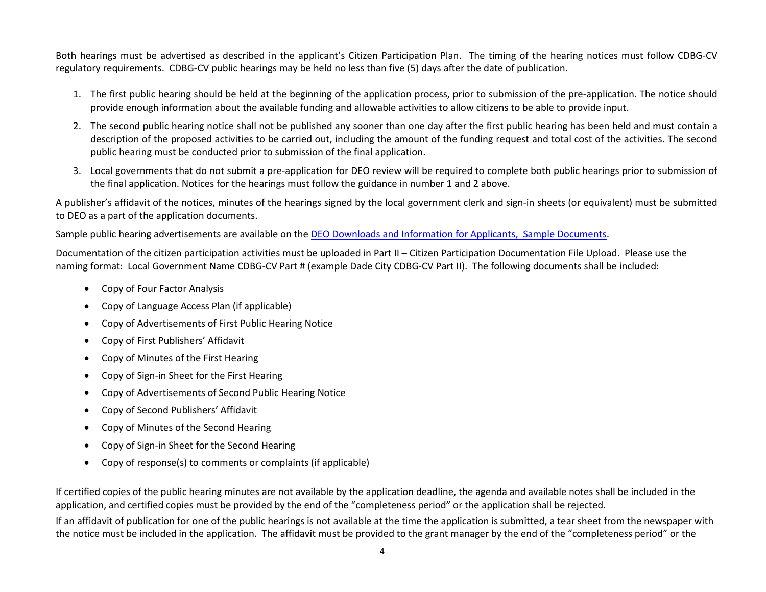Both hearings must be advertised as described in the applicant's Citizen Participation Plan. The timing of the hearing notices must follow CDBG-CV regulatory requirements. CDBG-CV public hearings may be held no less than five (5) days after the date of publication.

1. The first public hearing should be held at the beginning of the application process, prior to submission of the pre-application. The notice should provide enough information about the available funding and allowable activities to allow citizens to be able to provide input.
2. The second public hearing notice shall not be published any sooner than one day after the first public hearing has been held and must contain a description of the proposed activities to be carried out, including the amount of the funding request and total cost of the activities. The second public hearing must be conducted prior to submission of the final application.
3. Local governments that do not submit a pre-application for DEO review will be required to complete both public hearings prior to submission of the final application. Notices for the hearings must follow the guidance in number 1 and 2 above.

A publisher's affidavit of the notices, minutes of the hearings signed by the local government clerk and sign-in sheets (or equivalent) must be submitted to DEO as a part of the application documents.

Sample public hearing advertisements are available on the [DEO Downloads and Information for Applicants, Sample Documents].

Documentation of the citizen participation activities must be uploaded in Part II – Citizen Participation Documentation File Upload. Please use the naming format: Local Government Name CDBG-CV Part # (example Dade City CDBG-CV Part II). The following documents shall be included:

- Copy of Four Factor Analysis
- Copy of Language Access Plan (if applicable)
- Copy of Advertisements of First Public Hearing Notice
- Copy of First Publishers' Affidavit
- Copy of Minutes of the First Hearing
- Copy of Sign-in Sheet for the First Hearing
- Copy of Advertisements of Second Public Hearing Notice
- Copy of Second Publishers' Affidavit
- Copy of Minutes of the Second Hearing
- Copy of Sign-in Sheet for the Second Hearing
- Copy of response(s) to comments or complaints (if applicable)

If certified copies of the public hearing minutes are not available by the application deadline, the agenda and available notes shall be included in the application, and certified copies must be provided by the end of the "completeness period" or the application shall be rejected.

If an affidavit of publication for one of the public hearings is not available at the time the application is submitted, a tear sheet from the newspaper with the notice must be included in the application. The affidavit must be provided to the grant manager by the end of the "completeness period" or the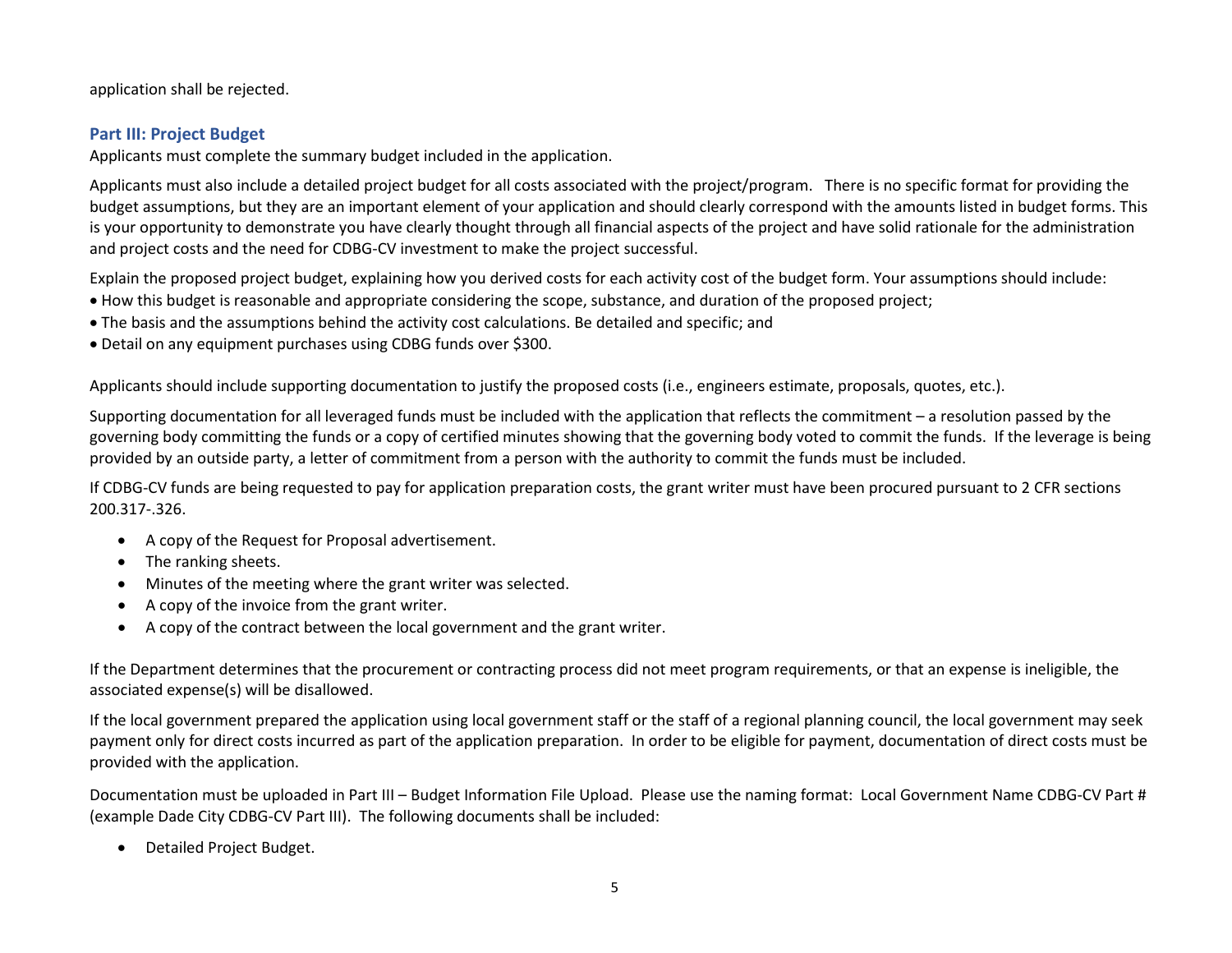application shall be rejected.

## Part III: Project Budget

Applicants must complete the summary budget included in the application.

Applicants must also include a detailed project budget for all costs associated with the project/program. There is no specific format for providing the budget assumptions, but they are an important element of your application and should clearly correspond with the amounts listed in budget forms. This is your opportunity to demonstrate you have clearly thought through all financial aspects of the project and have solid rationale for the administration and project costs and the need for CDBG-CV investment to make the project successful.

Explain the proposed project budget, explaining how you derived costs for each activity cost of the budget form. Your assumptions should include:

- How this budget is reasonable and appropriate considering the scope, substance, and duration of the proposed project;
- The basis and the assumptions behind the activity cost calculations. Be detailed and specific; and
- Detail on any equipment purchases using CDBG funds over $300.

Applicants should include supporting documentation to justify the proposed costs (i.e., engineers estimate, proposals, quotes, etc.).

Supporting documentation for all leveraged funds must be included with the application that reflects the commitment – a resolution passed by the governing body committing the funds or a copy of certified minutes showing that the governing body voted to commit the funds. If the leverage is being provided by an outside party, a letter of commitment from a person with the authority to commit the funds must be included.

If CDBG-CV funds are being requested to pay for application preparation costs, the grant writer must have been procured pursuant to 2 CFR sections 200.317-.326.

- A copy of the Request for Proposal advertisement.
- The ranking sheets.
- Minutes of the meeting where the grant writer was selected.
- A copy of the invoice from the grant writer.
- A copy of the contract between the local government and the grant writer.

If the Department determines that the procurement or contracting process did not meet program requirements, or that an expense is ineligible, the associated expense(s) will be disallowed.

If the local government prepared the application using local government staff or the staff of a regional planning council, the local government may seek payment only for direct costs incurred as part of the application preparation. In order to be eligible for payment, documentation of direct costs must be provided with the application.

Documentation must be uploaded in Part III – Budget Information File Upload. Please use the naming format: Local Government Name CDBG-CV Part # (example Dade City CDBG-CV Part III). The following documents shall be included:

- Detailed Project Budget.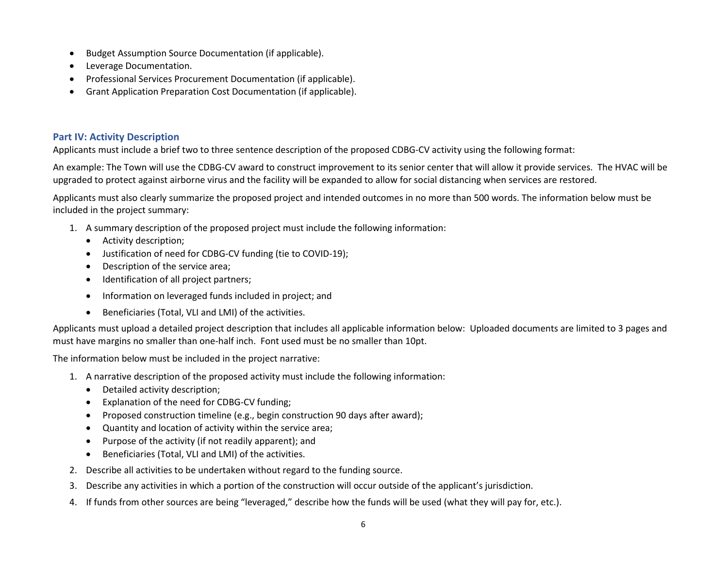- Budget Assumption Source Documentation (if applicable).
- Leverage Documentation.
- Professional Services Procurement Documentation (if applicable).
- Grant Application Preparation Cost Documentation (if applicable).

### Part IV: Activity Description

Applicants must include a brief two to three sentence description of the proposed CDBG-CV activity using the following format:

An example: The Town will use the CDBG-CV award to construct improvement to its senior center that will allow it provide services. The HVAC will be upgraded to protect against airborne virus and the facility will be expanded to allow for social distancing when services are restored.

Applicants must also clearly summarize the proposed project and intended outcomes in no more than 500 words. The information below must be included in the project summary:

1. A summary description of the proposed project must include the following information:
   - Activity description;
   - Justification of need for CDBG-CV funding (tie to COVID-19);
   - Description of the service area;
   - Identification of all project partners;
   - Information on leveraged funds included in project; and
   - Beneficiaries (Total, VLI and LMI) of the activities.

Applicants must upload a detailed project description that includes all applicable information below: Uploaded documents are limited to 3 pages and must have margins no smaller than one-half inch. Font used must be no smaller than 10pt.

The information below must be included in the project narrative:

1. A narrative description of the proposed activity must include the following information:
   - Detailed activity description;
   - Explanation of the need for CDBG-CV funding;
   - Proposed construction timeline (e.g., begin construction 90 days after award);
   - Quantity and location of activity within the service area;
   - Purpose of the activity (if not readily apparent); and
   - Beneficiaries (Total, VLI and LMI) of the activities.
2. Describe all activities to be undertaken without regard to the funding source.
3. Describe any activities in which a portion of the construction will occur outside of the applicant's jurisdiction.
4. If funds from other sources are being "leveraged," describe how the funds will be used (what they will pay for, etc.).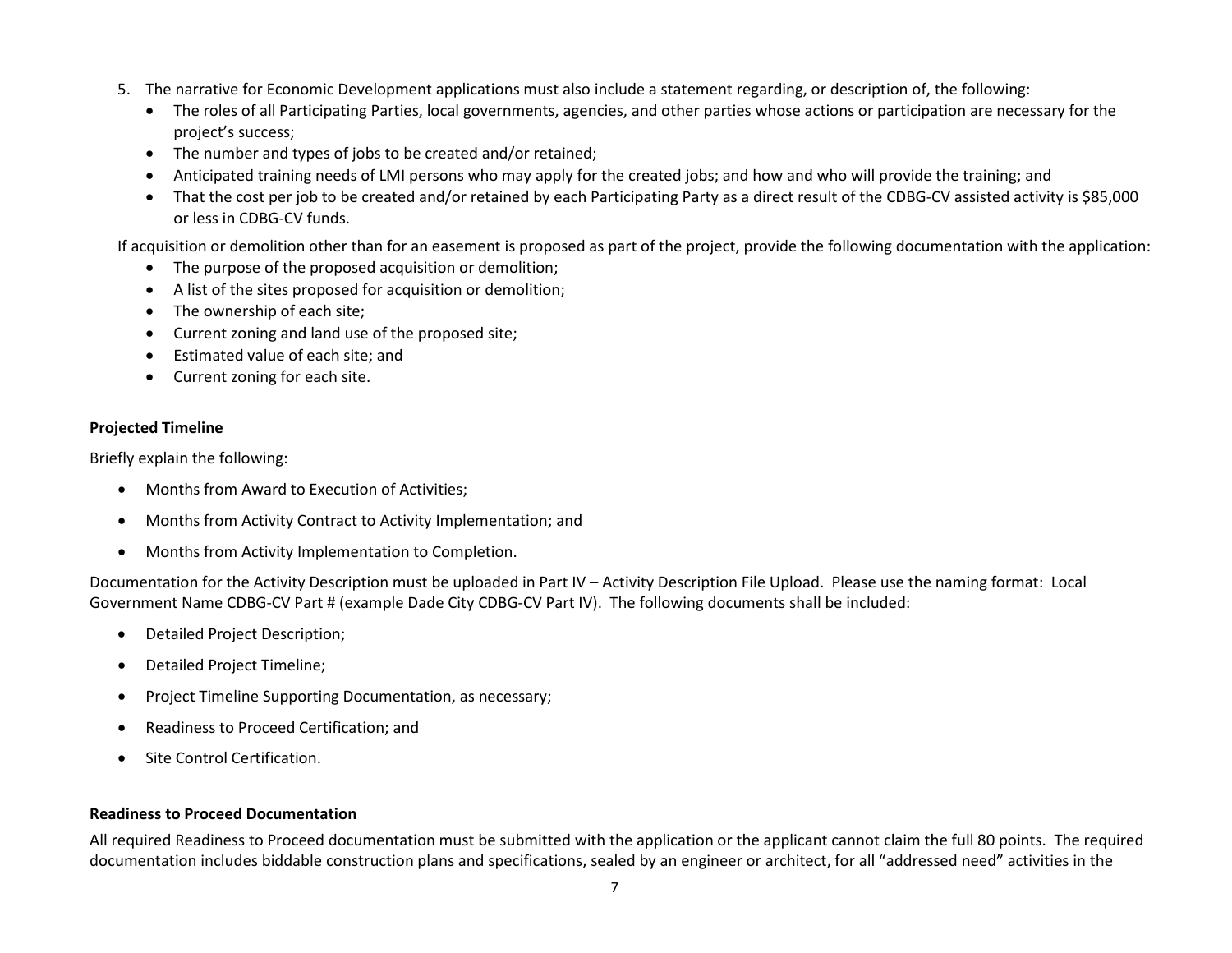5. The narrative for Economic Development applications must also include a statement regarding, or description of, the following:
    - The roles of all Participating Parties, local governments, agencies, and other parties whose actions or participation are necessary for the project's success;
    - The number and types of jobs to be created and/or retained;
    - Anticipated training needs of LMI persons who may apply for the created jobs; and how and who will provide the training; and
    - That the cost per job to be created and/or retained by each Participating Party as a direct result of the CDBG-CV assisted activity is $85,000 or less in CDBG-CV funds.

    If acquisition or demolition other than for an easement is proposed as part of the project, provide the following documentation with the application:
    - The purpose of the proposed acquisition or demolition;
    - A list of the sites proposed for acquisition or demolition;
    - The ownership of each site;
    - Current zoning and land use of the proposed site;
    - Estimated value of each site; and
    - Current zoning for each site.

**Projected Timeline**

Briefly explain the following:

- Months from Award to Execution of Activities;
- Months from Activity Contract to Activity Implementation; and
- Months from Activity Implementation to Completion.

Documentation for the Activity Description must be uploaded in Part IV – Activity Description File Upload. Please use the naming format: Local Government Name CDBG-CV Part # (example Dade City CDBG-CV Part IV). The following documents shall be included:

- Detailed Project Description;
- Detailed Project Timeline;
- Project Timeline Supporting Documentation, as necessary;
- Readiness to Proceed Certification; and
- Site Control Certification.

**Readiness to Proceed Documentation**

All required Readiness to Proceed documentation must be submitted with the application or the applicant cannot claim the full 80 points. The required documentation includes biddable construction plans and specifications, sealed by an engineer or architect, for all "addressed need" activities in the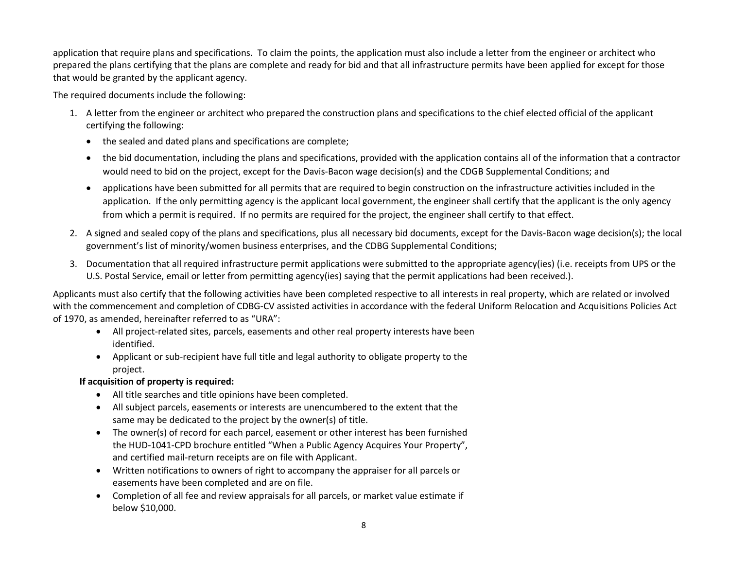application that require plans and specifications. To claim the points, the application must also include a letter from the engineer or architect who prepared the plans certifying that the plans are complete and ready for bid and that all infrastructure permits have been applied for except for those that would be granted by the applicant agency.

The required documents include the following:

1. A letter from the engineer or architect who prepared the construction plans and specifications to the chief elected official of the applicant certifying the following:
   - the sealed and dated plans and specifications are complete;
   - the bid documentation, including the plans and specifications, provided with the application contains all of the information that a contractor would need to bid on the project, except for the Davis-Bacon wage decision(s) and the CDGB Supplemental Conditions; and
   - applications have been submitted for all permits that are required to begin construction on the infrastructure activities included in the application. If the only permitting agency is the applicant local government, the engineer shall certify that the applicant is the only agency from which a permit is required. If no permits are required for the project, the engineer shall certify to that effect.
2. A signed and sealed copy of the plans and specifications, plus all necessary bid documents, except for the Davis-Bacon wage decision(s); the local government's list of minority/women business enterprises, and the CDBG Supplemental Conditions;
3. Documentation that all required infrastructure permit applications were submitted to the appropriate agency(ies) (i.e. receipts from UPS or the U.S. Postal Service, email or letter from permitting agency(ies) saying that the permit applications had been received.).

Applicants must also certify that the following activities have been completed respective to all interests in real property, which are related or involved with the commencement and completion of CDBG-CV assisted activities in accordance with the federal Uniform Relocation and Acquisitions Policies Act of 1970, as amended, hereinafter referred to as "URA":

- All project-related sites, parcels, easements and other real property interests have been identified.
- Applicant or sub-recipient have full title and legal authority to obligate property to the project.

**If acquisition of property is required:**

- All title searches and title opinions have been completed.
- All subject parcels, easements or interests are unencumbered to the extent that the same may be dedicated to the project by the owner(s) of title.
- The owner(s) of record for each parcel, easement or other interest has been furnished the HUD-1041-CPD brochure entitled "When a Public Agency Acquires Your Property", and certified mail-return receipts are on file with Applicant.
- Written notifications to owners of right to accompany the appraiser for all parcels or easements have been completed and are on file.
- Completion of all fee and review appraisals for all parcels, or market value estimate if below $10,000.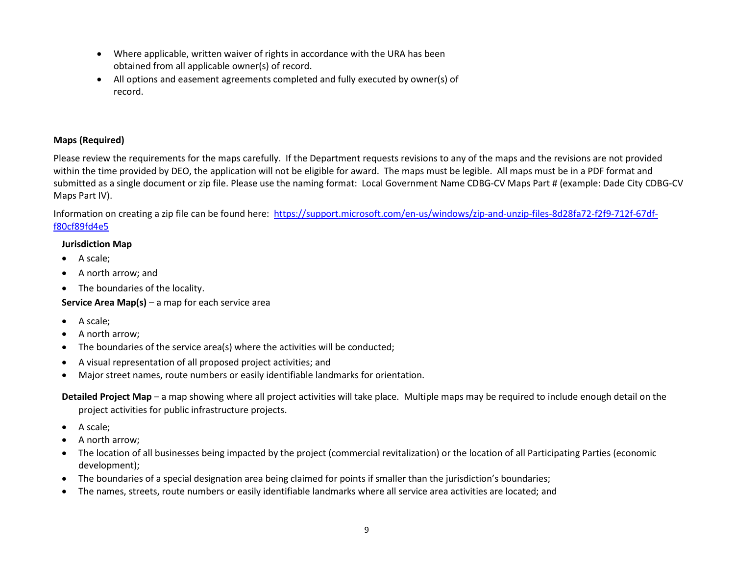- Where applicable, written waiver of rights in accordance with the URA has been obtained from all applicable owner(s) of record.
- All options and easement agreements completed and fully executed by owner(s) of record.

**Maps (Required)**

Please review the requirements for the maps carefully. If the Department requests revisions to any of the maps and the revisions are not provided within the time provided by DEO, the application will not be eligible for award. The maps must be legible. All maps must be in a PDF format and submitted as a single document or zip file. Please use the naming format: Local Government Name CDBG-CV Maps Part # (example: Dade City CDBG-CV Maps Part IV).

Information on creating a zip file can be found here: [https://support.microsoft.com/en-us/windows/zip-and-unzip-files-8d28fa72-f2f9-712f-67df-f80cf89fd4e5](https://support.microsoft.com/en-us/windows/zip-and-unzip-files-8d28fa72-f2f9-712f-67df-f80cf89fd4e5)

**Jurisdiction Map**

- A scale;
- A north arrow; and
- The boundaries of the locality.

**Service Area Map(s)** – a map for each service area

- A scale;
- A north arrow;
- The boundaries of the service area(s) where the activities will be conducted;
- A visual representation of all proposed project activities; and
- Major street names, route numbers or easily identifiable landmarks for orientation.

**Detailed Project Map** – a map showing where all project activities will take place. Multiple maps may be required to include enough detail on the project activities for public infrastructure projects.

- A scale;
- A north arrow;
- The location of all businesses being impacted by the project (commercial revitalization) or the location of all Participating Parties (economic development);
- The boundaries of a special designation area being claimed for points if smaller than the jurisdiction's boundaries;
- The names, streets, route numbers or easily identifiable landmarks where all service area activities are located; and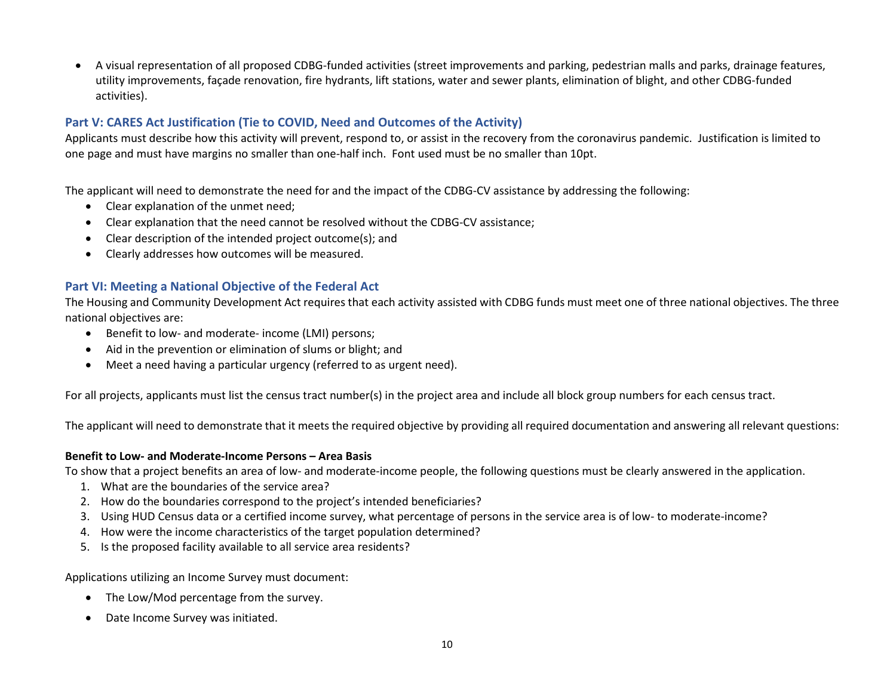- A visual representation of all proposed CDBG-funded activities (street improvements and parking, pedestrian malls and parks, drainage features, utility improvements, façade renovation, fire hydrants, lift stations, water and sewer plants, elimination of blight, and other CDBG-funded activities).

## Part V: CARES Act Justification (Tie to COVID, Need and Outcomes of the Activity)

Applicants must describe how this activity will prevent, respond to, or assist in the recovery from the coronavirus pandemic. Justification is limited to one page and must have margins no smaller than one-half inch. Font used must be no smaller than 10pt.

The applicant will need to demonstrate the need for and the impact of the CDBG-CV assistance by addressing the following:

- Clear explanation of the unmet need;
- Clear explanation that the need cannot be resolved without the CDBG-CV assistance;
- Clear description of the intended project outcome(s); and
- Clearly addresses how outcomes will be measured.

## Part VI: Meeting a National Objective of the Federal Act

The Housing and Community Development Act requires that each activity assisted with CDBG funds must meet one of three national objectives. The three national objectives are:

- Benefit to low- and moderate- income (LMI) persons;
- Aid in the prevention or elimination of slums or blight; and
- Meet a need having a particular urgency (referred to as urgent need).

For all projects, applicants must list the census tract number(s) in the project area and include all block group numbers for each census tract.

The applicant will need to demonstrate that it meets the required objective by providing all required documentation and answering all relevant questions:

**Benefit to Low- and Moderate-Income Persons – Area Basis**

To show that a project benefits an area of low- and moderate-income people, the following questions must be clearly answered in the application.

1. What are the boundaries of the service area?
2. How do the boundaries correspond to the project's intended beneficiaries?
3. Using HUD Census data or a certified income survey, what percentage of persons in the service area is of low- to moderate-income?
4. How were the income characteristics of the target population determined?
5. Is the proposed facility available to all service area residents?

Applications utilizing an Income Survey must document:

- The Low/Mod percentage from the survey.
- Date Income Survey was initiated.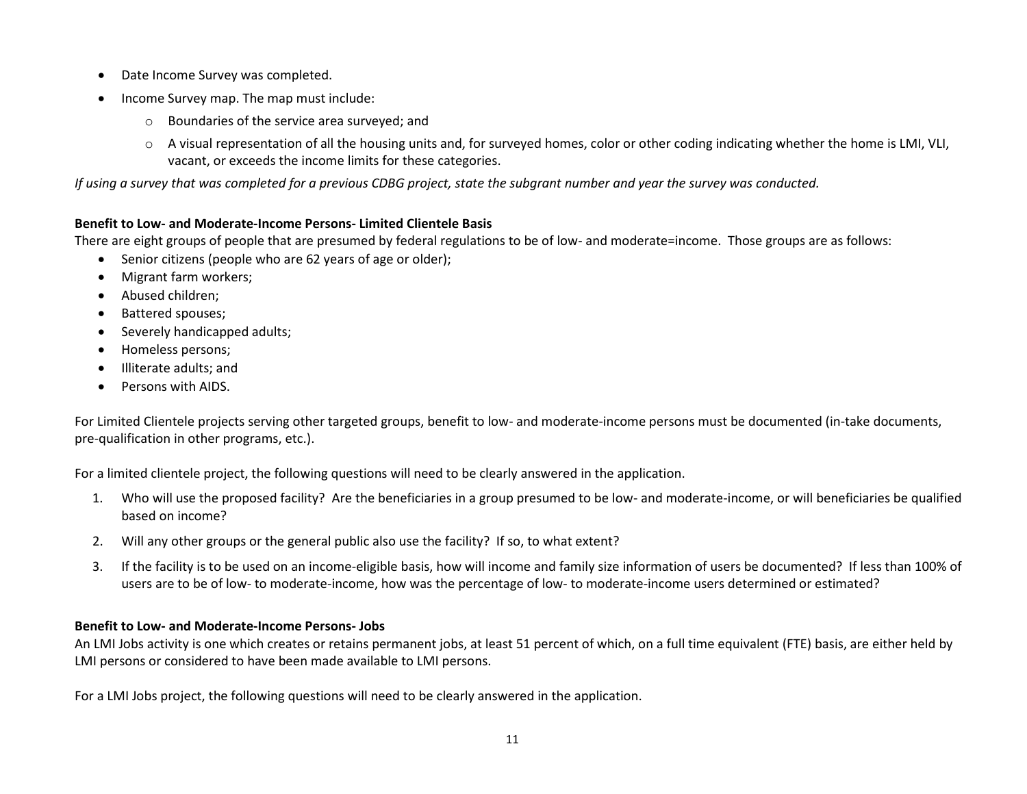- Date Income Survey was completed.
- Income Survey map. The map must include:
  - Boundaries of the service area surveyed; and
  - A visual representation of all the housing units and, for surveyed homes, color or other coding indicating whether the home is LMI, VLI, vacant, or exceeds the income limits for these categories.

*If using a survey that was completed for a previous CDBG project, state the subgrant number and year the survey was conducted.*

**Benefit to Low- and Moderate-Income Persons- Limited Clientele Basis**

There are eight groups of people that are presumed by federal regulations to be of low- and moderate=income. Those groups are as follows:

- Senior citizens (people who are 62 years of age or older);
- Migrant farm workers;
- Abused children;
- Battered spouses;
- Severely handicapped adults;
- Homeless persons;
- Illiterate adults; and
- Persons with AIDS.

For Limited Clientele projects serving other targeted groups, benefit to low- and moderate-income persons must be documented (in-take documents, pre-qualification in other programs, etc.).

For a limited clientele project, the following questions will need to be clearly answered in the application.

1. Who will use the proposed facility? Are the beneficiaries in a group presumed to be low- and moderate-income, or will beneficiaries be qualified based on income?
2. Will any other groups or the general public also use the facility? If so, to what extent?
3. If the facility is to be used on an income-eligible basis, how will income and family size information of users be documented? If less than 100% of users are to be of low- to moderate-income, how was the percentage of low- to moderate-income users determined or estimated?

**Benefit to Low- and Moderate-Income Persons- Jobs**

An LMI Jobs activity is one which creates or retains permanent jobs, at least 51 percent of which, on a full time equivalent (FTE) basis, are either held by LMI persons or considered to have been made available to LMI persons.

For a LMI Jobs project, the following questions will need to be clearly answered in the application.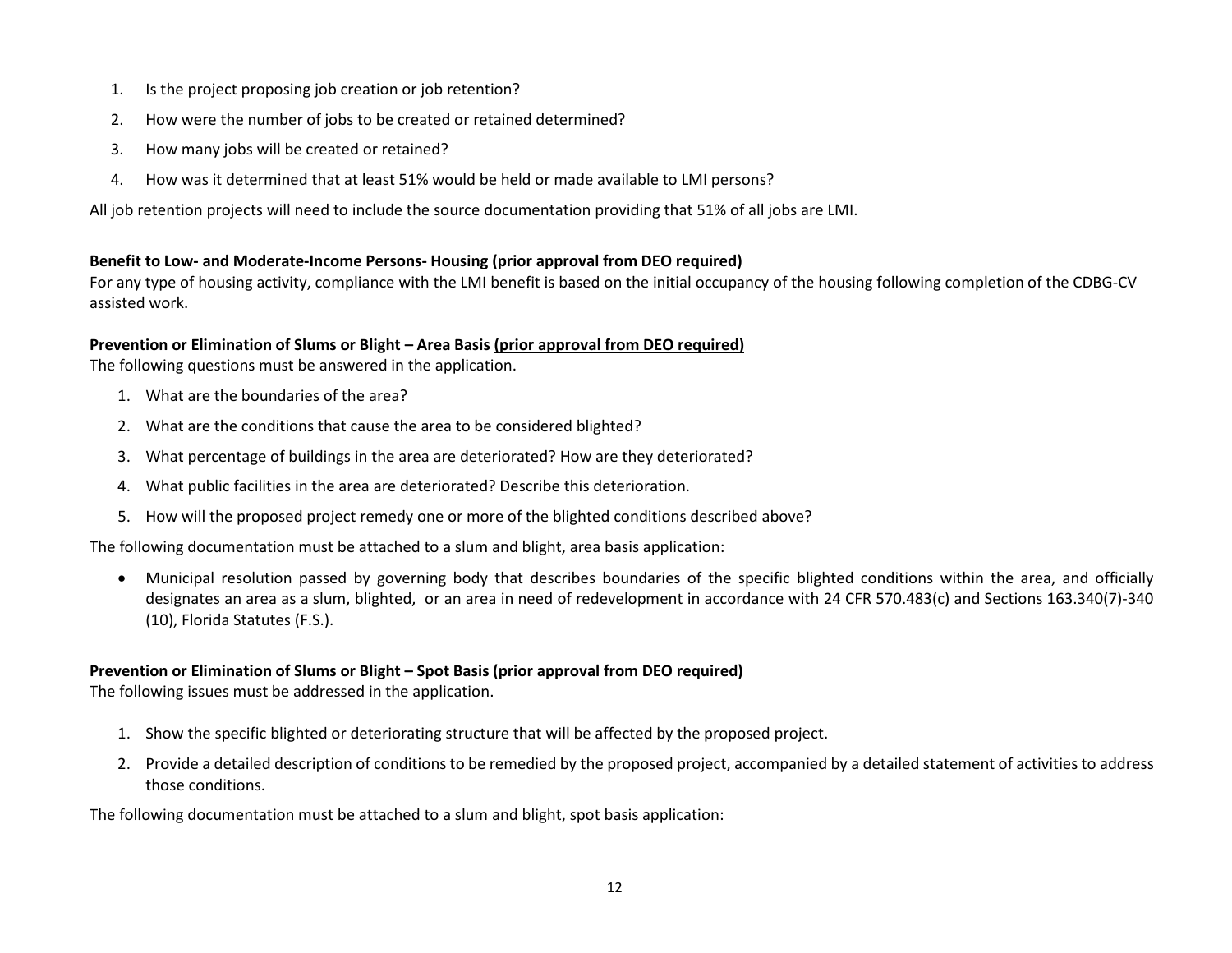1. Is the project proposing job creation or job retention?
2. How were the number of jobs to be created or retained determined?
3. How many jobs will be created or retained?
4. How was it determined that at least 51% would be held or made available to LMI persons?

All job retention projects will need to include the source documentation providing that 51% of all jobs are LMI.

**Benefit to Low- and Moderate-Income Persons- Housing (prior approval from DEO required)**
For any type of housing activity, compliance with the LMI benefit is based on the initial occupancy of the housing following completion of the CDBG-CV assisted work.

**Prevention or Elimination of Slums or Blight – Area Basis (prior approval from DEO required)**
The following questions must be answered in the application.

1. What are the boundaries of the area?
2. What are the conditions that cause the area to be considered blighted?
3. What percentage of buildings in the area are deteriorated? How are they deteriorated?
4. What public facilities in the area are deteriorated? Describe this deterioration.
5. How will the proposed project remedy one or more of the blighted conditions described above?

The following documentation must be attached to a slum and blight, area basis application:

- Municipal resolution passed by governing body that describes boundaries of the specific blighted conditions within the area, and officially designates an area as a slum, blighted, or an area in need of redevelopment in accordance with 24 CFR 570.483(c) and Sections 163.340(7)-340 (10), Florida Statutes (F.S.).

**Prevention or Elimination of Slums or Blight – Spot Basis (prior approval from DEO required)**
The following issues must be addressed in the application.

1. Show the specific blighted or deteriorating structure that will be affected by the proposed project.
2. Provide a detailed description of conditions to be remedied by the proposed project, accompanied by a detailed statement of activities to address those conditions.

The following documentation must be attached to a slum and blight, spot basis application: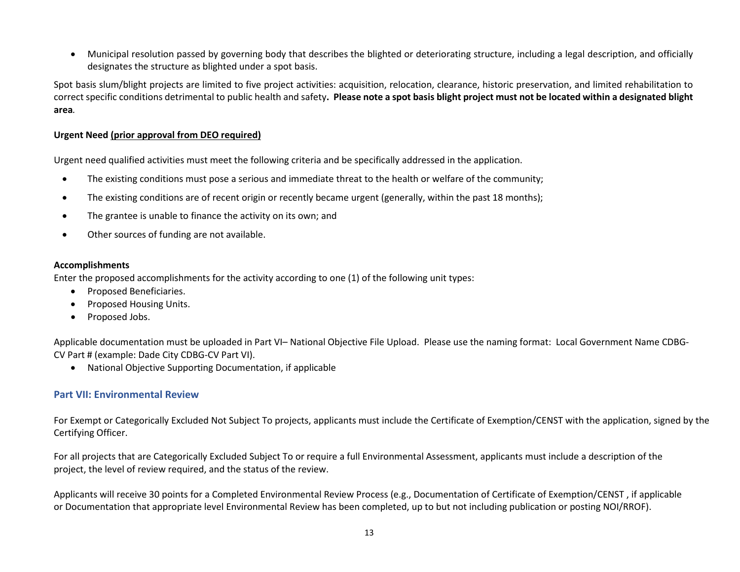- Municipal resolution passed by governing body that describes the blighted or deteriorating structure, including a legal description, and officially designates the structure as blighted under a spot basis.

Spot basis slum/blight projects are limited to five project activities: acquisition, relocation, clearance, historic preservation, and limited rehabilitation to correct specific conditions detrimental to public health and safety**. Please note a spot basis blight project must not be located within a designated blight area***.*

**Urgent Need <u>(prior approval from DEO required)</u>**

Urgent need qualified activities must meet the following criteria and be specifically addressed in the application.

- The existing conditions must pose a serious and immediate threat to the health or welfare of the community;
- The existing conditions are of recent origin or recently became urgent (generally, within the past 18 months);
- The grantee is unable to finance the activity on its own; and
- Other sources of funding are not available.

**Accomplishments**

Enter the proposed accomplishments for the activity according to one (1) of the following unit types:

- Proposed Beneficiaries.
- Proposed Housing Units.
- Proposed Jobs.

Applicable documentation must be uploaded in Part VI– National Objective File Upload. Please use the naming format: Local Government Name CDBG-CV Part # (example: Dade City CDBG-CV Part VI).

- National Objective Supporting Documentation, if applicable

## Part VII: Environmental Review

For Exempt or Categorically Excluded Not Subject To projects, applicants must include the Certificate of Exemption/CENST with the application, signed by the Certifying Officer.

For all projects that are Categorically Excluded Subject To or require a full Environmental Assessment, applicants must include a description of the project, the level of review required, and the status of the review.

Applicants will receive 30 points for a Completed Environmental Review Process (e.g., Documentation of Certificate of Exemption/CENST , if applicable or Documentation that appropriate level Environmental Review has been completed, up to but not including publication or posting NOI/RROF).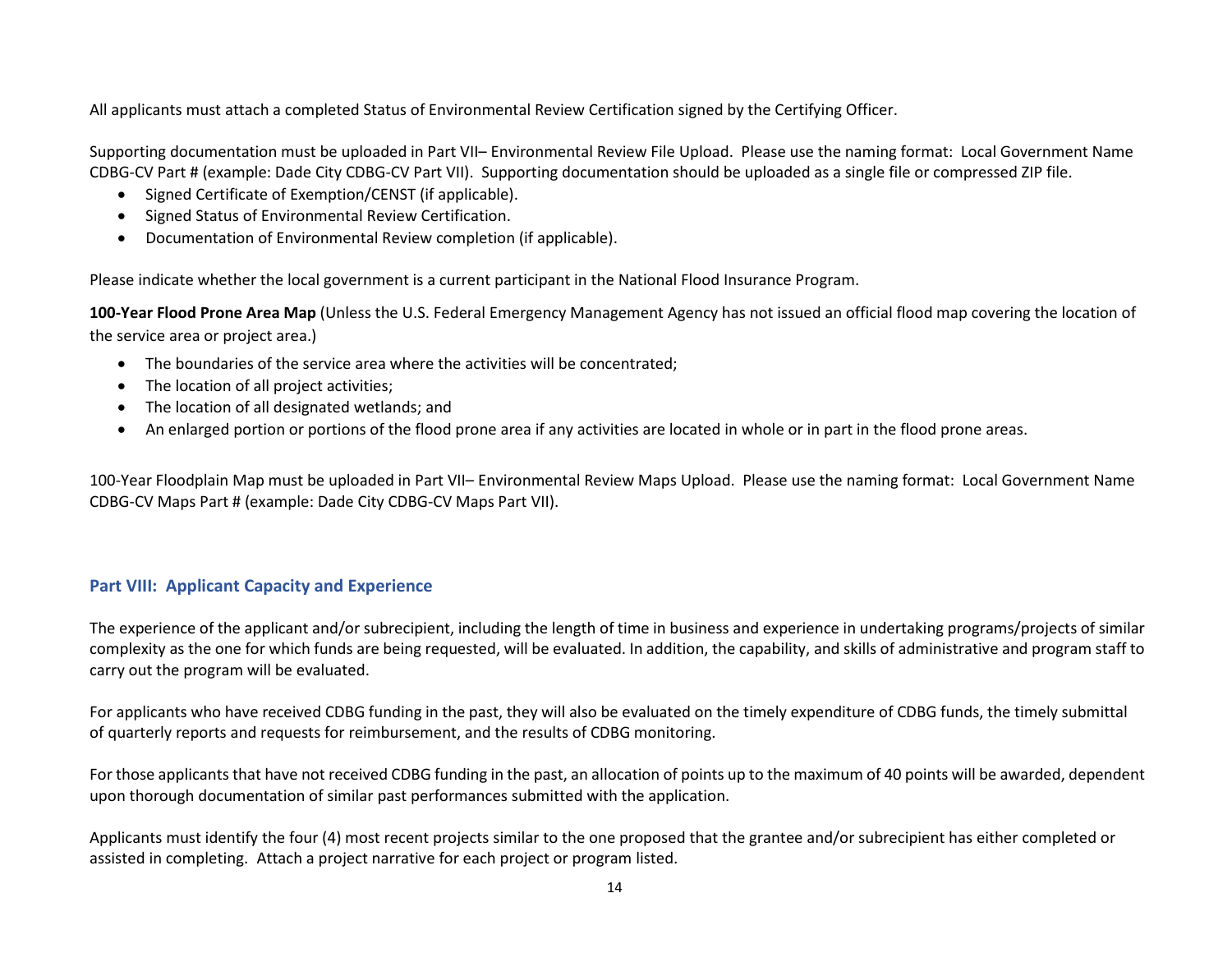All applicants must attach a completed Status of Environmental Review Certification signed by the Certifying Officer.

Supporting documentation must be uploaded in Part VII– Environmental Review File Upload. Please use the naming format: Local Government Name CDBG-CV Part # (example: Dade City CDBG-CV Part VII). Supporting documentation should be uploaded as a single file or compressed ZIP file.

- Signed Certificate of Exemption/CENST (if applicable).
- Signed Status of Environmental Review Certification.
- Documentation of Environmental Review completion (if applicable).

Please indicate whether the local government is a current participant in the National Flood Insurance Program.

**100-Year Flood Prone Area Map** (Unless the U.S. Federal Emergency Management Agency has not issued an official flood map covering the location of the service area or project area.)

- The boundaries of the service area where the activities will be concentrated;
- The location of all project activities;
- The location of all designated wetlands; and
- An enlarged portion or portions of the flood prone area if any activities are located in whole or in part in the flood prone areas.

100-Year Floodplain Map must be uploaded in Part VII– Environmental Review Maps Upload. Please use the naming format: Local Government Name CDBG-CV Maps Part # (example: Dade City CDBG-CV Maps Part VII).

## Part VIII: Applicant Capacity and Experience

The experience of the applicant and/or subrecipient, including the length of time in business and experience in undertaking programs/projects of similar complexity as the one for which funds are being requested, will be evaluated. In addition, the capability, and skills of administrative and program staff to carry out the program will be evaluated.

For applicants who have received CDBG funding in the past, they will also be evaluated on the timely expenditure of CDBG funds, the timely submittal of quarterly reports and requests for reimbursement, and the results of CDBG monitoring.

For those applicants that have not received CDBG funding in the past, an allocation of points up to the maximum of 40 points will be awarded, dependent upon thorough documentation of similar past performances submitted with the application.

Applicants must identify the four (4) most recent projects similar to the one proposed that the grantee and/or subrecipient has either completed or assisted in completing. Attach a project narrative for each project or program listed.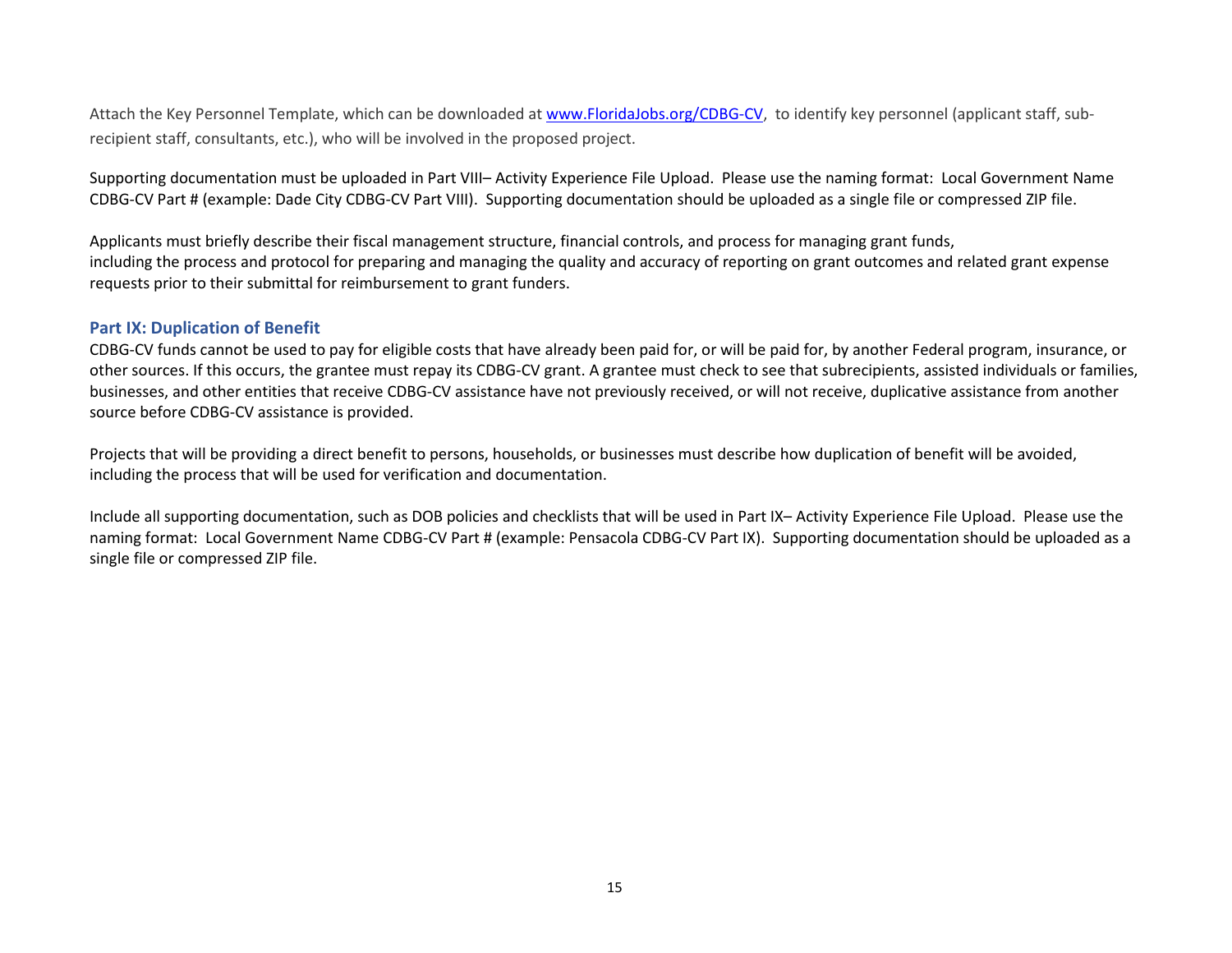Attach the Key Personnel Template, which can be downloaded at [www.FloridaJobs.org/CDBG-CV](http://www.FloridaJobs.org/CDBG-CV), to identify key personnel (applicant staff, sub-recipient staff, consultants, etc.), who will be involved in the proposed project.

Supporting documentation must be uploaded in Part VIII– Activity Experience File Upload. Please use the naming format: Local Government Name CDBG-CV Part # (example: Dade City CDBG-CV Part VIII). Supporting documentation should be uploaded as a single file or compressed ZIP file.

Applicants must briefly describe their fiscal management structure, financial controls, and process for managing grant funds, including the process and protocol for preparing and managing the quality and accuracy of reporting on grant outcomes and related grant expense requests prior to their submittal for reimbursement to grant funders.

## Part IX: Duplication of Benefit

CDBG-CV funds cannot be used to pay for eligible costs that have already been paid for, or will be paid for, by another Federal program, insurance, or other sources. If this occurs, the grantee must repay its CDBG-CV grant. A grantee must check to see that subrecipients, assisted individuals or families, businesses, and other entities that receive CDBG-CV assistance have not previously received, or will not receive, duplicative assistance from another source before CDBG-CV assistance is provided.

Projects that will be providing a direct benefit to persons, households, or businesses must describe how duplication of benefit will be avoided, including the process that will be used for verification and documentation.

Include all supporting documentation, such as DOB policies and checklists that will be used in Part IX– Activity Experience File Upload. Please use the naming format: Local Government Name CDBG-CV Part # (example: Pensacola CDBG-CV Part IX). Supporting documentation should be uploaded as a single file or compressed ZIP file.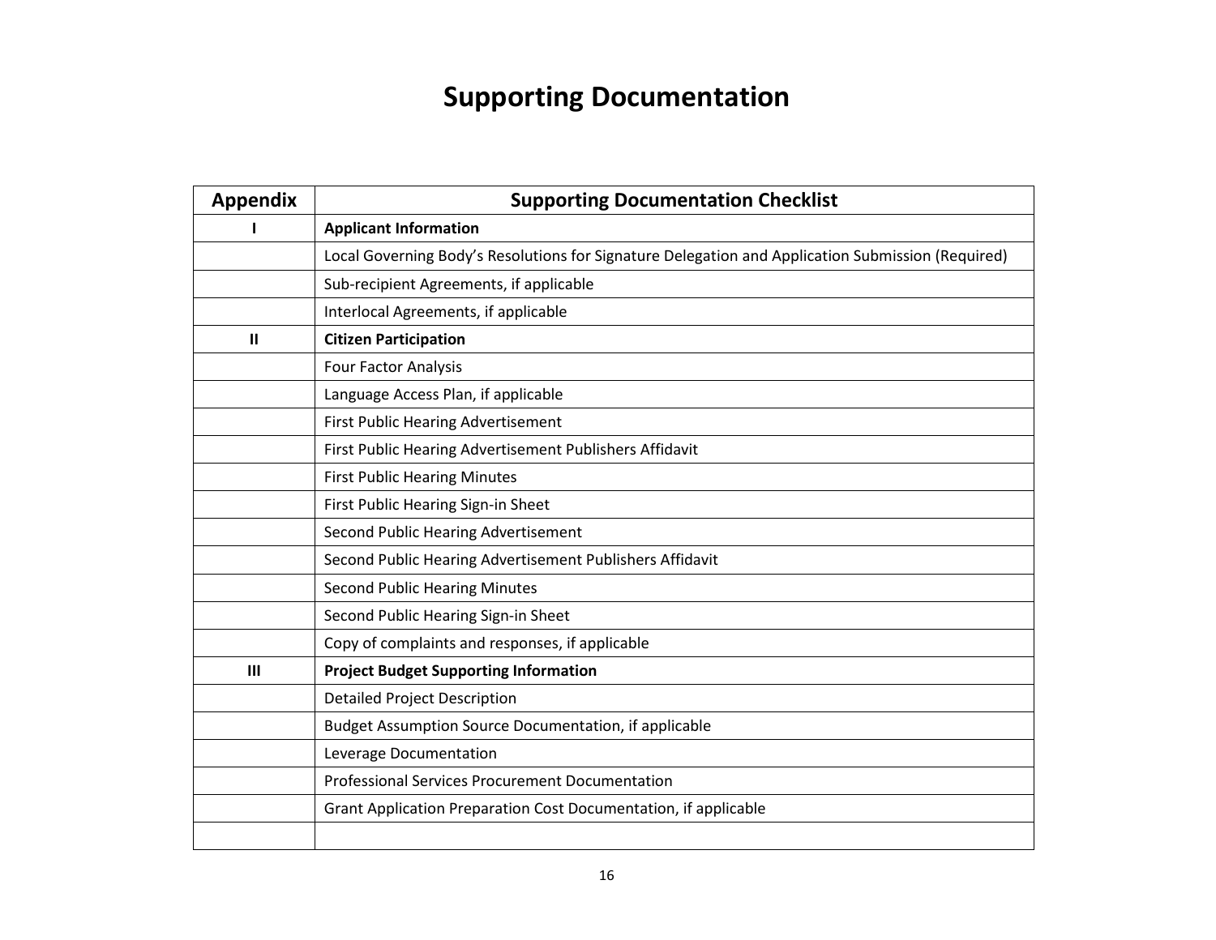# Supporting Documentation

| Appendix | Supporting Documentation Checklist |
|---|---|
| I | **Applicant Information** |
| | Local Governing Body's Resolutions for Signature Delegation and Application Submission (Required) |
| | Sub-recipient Agreements, if applicable |
| | Interlocal Agreements, if applicable |
| II | **Citizen Participation** |
| | Four Factor Analysis |
| | Language Access Plan, if applicable |
| | First Public Hearing Advertisement |
| | First Public Hearing Advertisement Publishers Affidavit |
| | First Public Hearing Minutes |
| | First Public Hearing Sign-in Sheet |
| | Second Public Hearing Advertisement |
| | Second Public Hearing Advertisement Publishers Affidavit |
| | Second Public Hearing Minutes |
| | Second Public Hearing Sign-in Sheet |
| | Copy of complaints and responses, if applicable |
| III | **Project Budget Supporting Information** |
| | Detailed Project Description |
| | Budget Assumption Source Documentation, if applicable |
| | Leverage Documentation |
| | Professional Services Procurement Documentation |
| | Grant Application Preparation Cost Documentation, if applicable |
| | |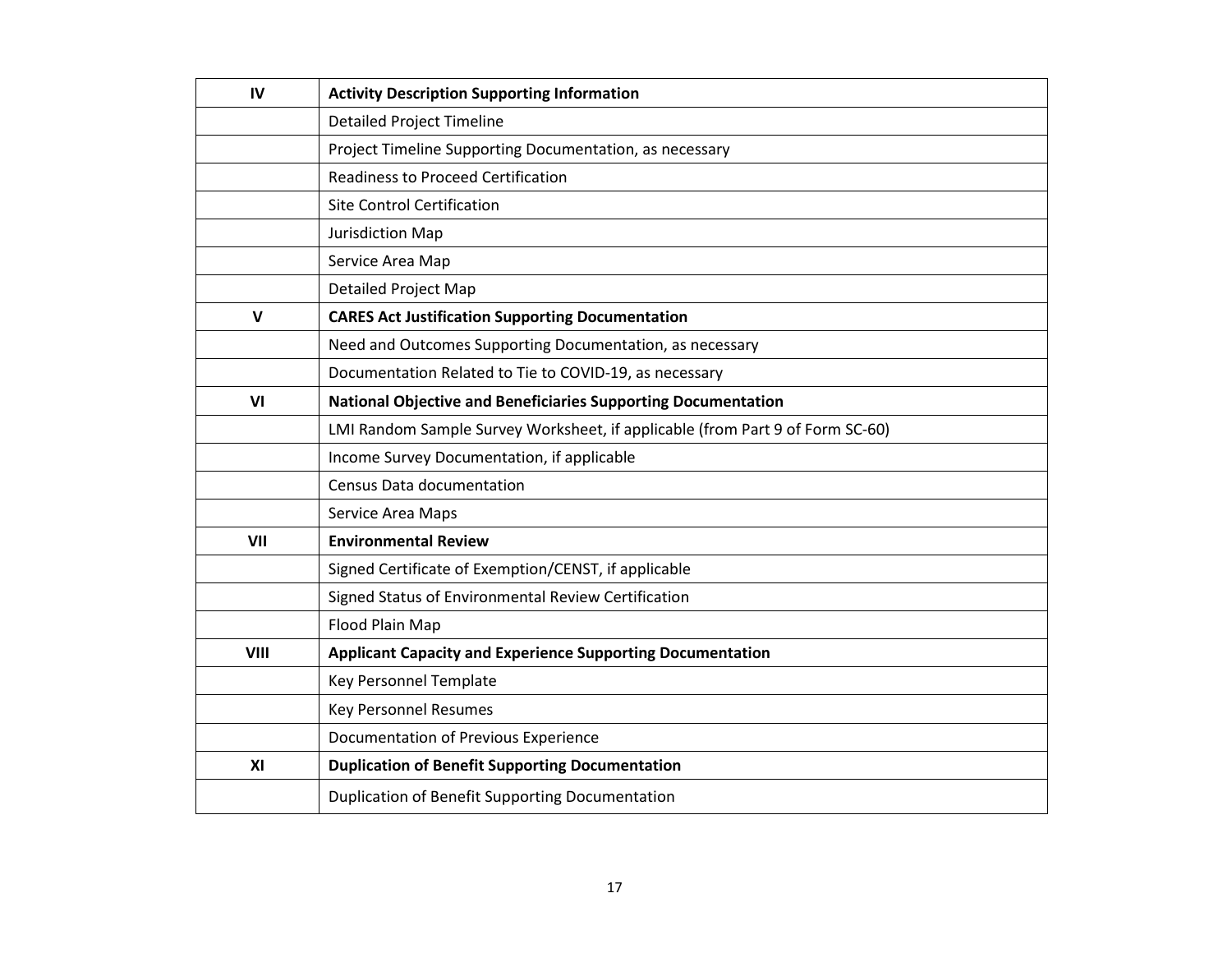| | |
|---|---|
| IV | **Activity Description Supporting Information** |
| | Detailed Project Timeline |
| | Project Timeline Supporting Documentation, as necessary |
| | Readiness to Proceed Certification |
| | Site Control Certification |
| | Jurisdiction Map |
| | Service Area Map |
| | Detailed Project Map |
| V | **CARES Act Justification Supporting Documentation** |
| | Need and Outcomes Supporting Documentation, as necessary |
| | Documentation Related to Tie to COVID-19, as necessary |
| VI | **National Objective and Beneficiaries Supporting Documentation** |
| | LMI Random Sample Survey Worksheet, if applicable (from Part 9 of Form SC-60) |
| | Income Survey Documentation, if applicable |
| | Census Data documentation |
| | Service Area Maps |
| VII | **Environmental Review** |
| | Signed Certificate of Exemption/CENST, if applicable |
| | Signed Status of Environmental Review Certification |
| | Flood Plain Map |
| VIII | **Applicant Capacity and Experience Supporting Documentation** |
| | Key Personnel Template |
| | Key Personnel Resumes |
| | Documentation of Previous Experience |
| XI | **Duplication of Benefit Supporting Documentation** |
| | Duplication of Benefit Supporting Documentation |